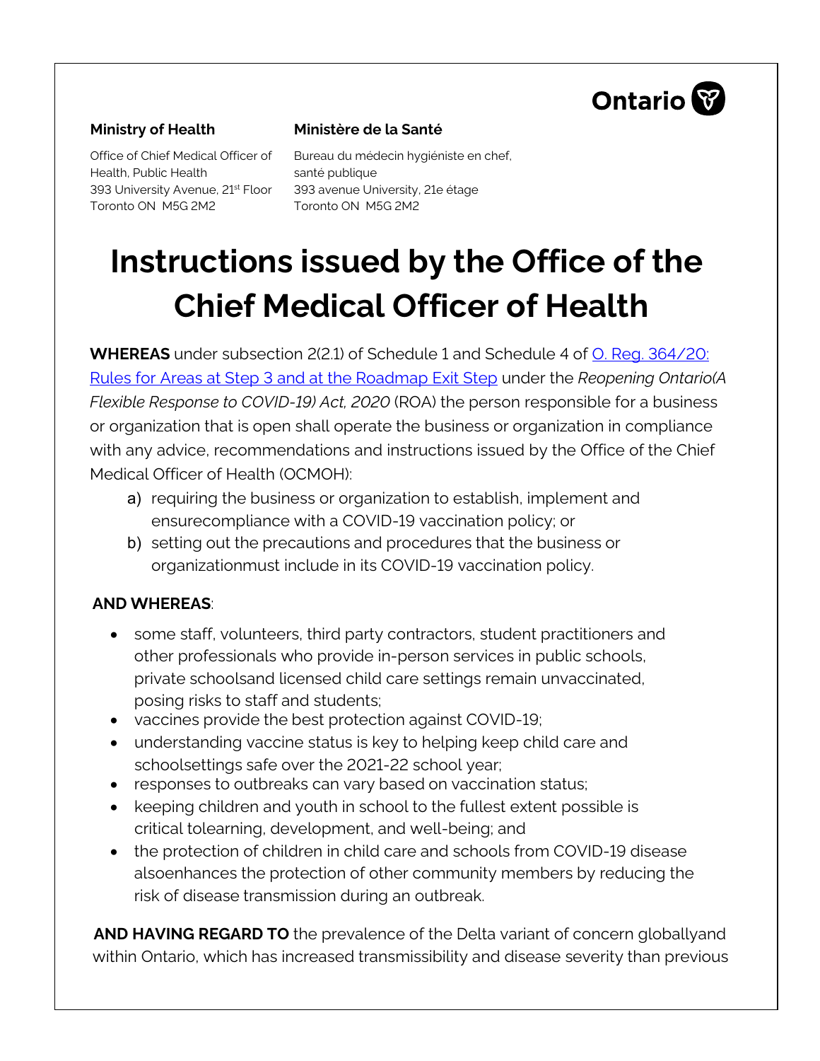Ontario

**Ministry of Health**

Office of Chief Medical Officer of Health, Public Health
393 University Avenue, 21st Floor
Toronto ON M5G 2M2

**Ministère de la Santé**

Bureau du médecin hygiéniste en chef, santé publique
393 avenue University, 21e étage
Toronto ON M5G 2M2

# Instructions issued by the Office of the Chief Medical Officer of Health

**WHEREAS** under subsection 2(2.1) of Schedule 1 and Schedule 4 of [O. Reg. 364/20: Rules for Areas at Step 3 and at the Roadmap Exit Step]() under the *Reopening Ontario(A Flexible Response to COVID-19) Act, 2020* (ROA) the person responsible for a business or organization that is open shall operate the business or organization in compliance with any advice, recommendations and instructions issued by the Office of the Chief Medical Officer of Health (OCMOH):

a) requiring the business or organization to establish, implement and ensurecompliance with a COVID-19 vaccination policy; or
b) setting out the precautions and procedures that the business or organizationmust include in its COVID-19 vaccination policy.

**AND WHEREAS**:

- some staff, volunteers, third party contractors, student practitioners and other professionals who provide in-person services in public schools, private schoolsand licensed child care settings remain unvaccinated, posing risks to staff and students;
- vaccines provide the best protection against COVID-19;
- understanding vaccine status is key to helping keep child care and schoolsettings safe over the 2021-22 school year;
- responses to outbreaks can vary based on vaccination status;
- keeping children and youth in school to the fullest extent possible is critical tolearning, development, and well-being; and
- the protection of children in child care and schools from COVID-19 disease alsoenhances the protection of other community members by reducing the risk of disease transmission during an outbreak.

**AND HAVING REGARD TO** the prevalence of the Delta variant of concern globallyand within Ontario, which has increased transmissibility and disease severity than previous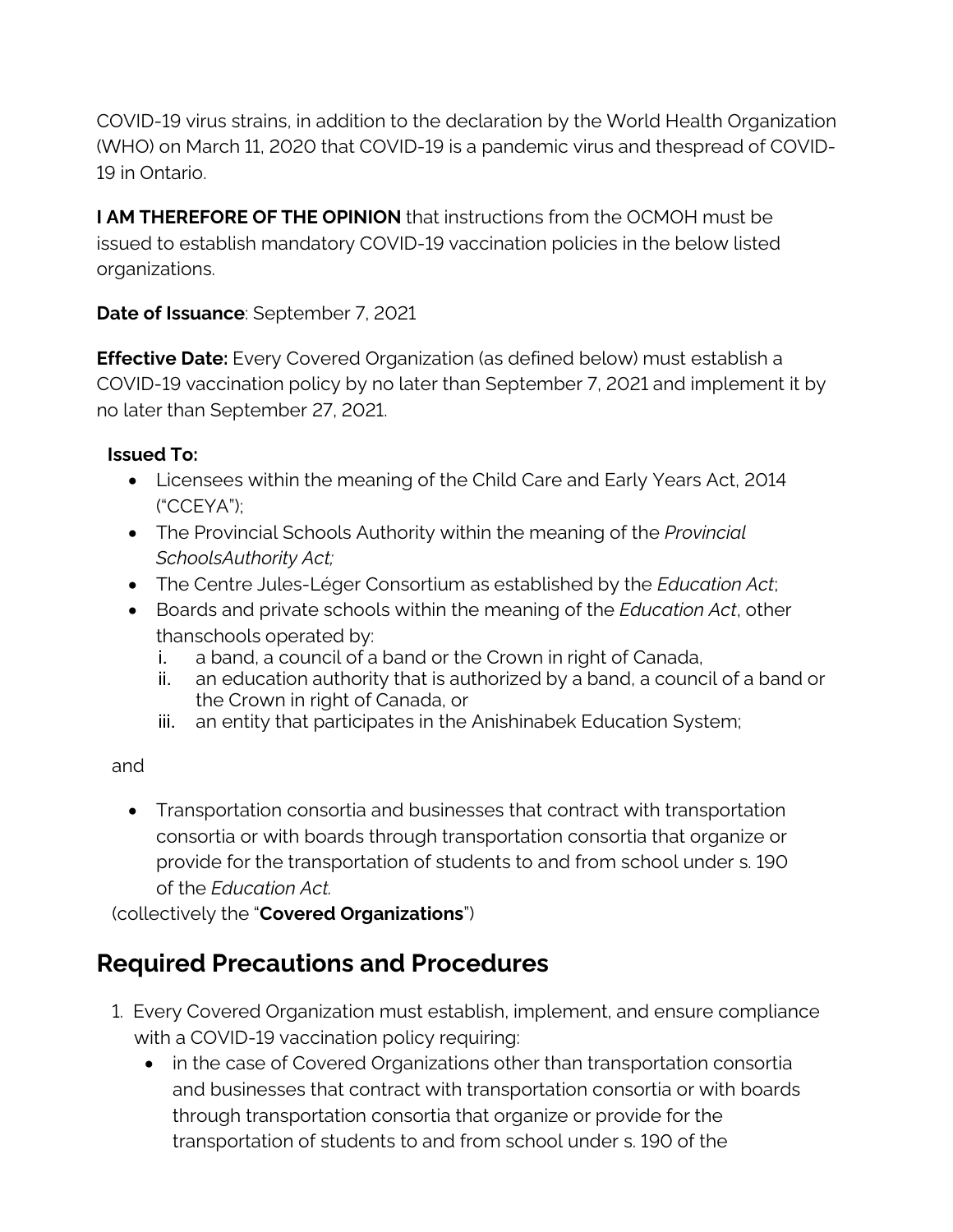COVID-19 virus strains, in addition to the declaration by the World Health Organization (WHO) on March 11, 2020 that COVID-19 is a pandemic virus and thespread of COVID-19 in Ontario.

**I AM THEREFORE OF THE OPINION** that instructions from the OCMOH must be issued to establish mandatory COVID-19 vaccination policies in the below listed organizations.

**Date of Issuance**: September 7, 2021

**Effective Date:** Every Covered Organization (as defined below) must establish a COVID-19 vaccination policy by no later than September 7, 2021 and implement it by no later than September 27, 2021.

**Issued To:**

- Licensees within the meaning of the Child Care and Early Years Act, 2014 ("CCEYA");
- The Provincial Schools Authority within the meaning of the *Provincial SchoolsAuthority Act;*
- The Centre Jules-Léger Consortium as established by the *Education Act*;
- Boards and private schools within the meaning of the *Education Act*, other thanschools operated by:
  1. a band, a council of a band or the Crown in right of Canada,
  2. an education authority that is authorized by a band, a council of a band or the Crown in right of Canada, or
  3. an entity that participates in the Anishinabek Education System;

and

- Transportation consortia and businesses that contract with transportation consortia or with boards through transportation consortia that organize or provide for the transportation of students to and from school under s. 190 of the *Education Act.*

(collectively the "**Covered Organizations**")

## Required Precautions and Procedures

1. Every Covered Organization must establish, implement, and ensure compliance with a COVID-19 vaccination policy requiring:
   - in the case of Covered Organizations other than transportation consortia and businesses that contract with transportation consortia or with boards through transportation consortia that organize or provide for the transportation of students to and from school under s. 190 of the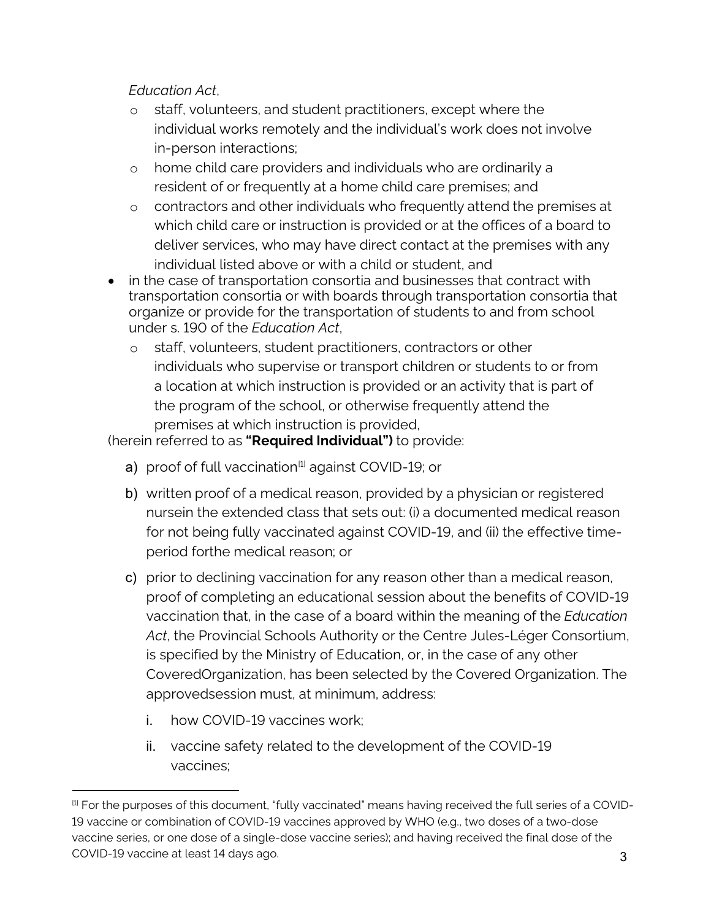*Education Act*,

  - staff, volunteers, and student practitioners, except where the individual works remotely and the individual's work does not involve in-person interactions;
  - home child care providers and individuals who are ordinarily a resident of or frequently at a home child care premises; and
  - contractors and other individuals who frequently attend the premises at which child care or instruction is provided or at the offices of a board to deliver services, who may have direct contact at the premises with any individual listed above or with a child or student, and
- in the case of transportation consortia and businesses that contract with transportation consortia or with boards through transportation consortia that organize or provide for the transportation of students to and from school under s. 190 of the *Education Act*,
  - staff, volunteers, student practitioners, contractors or other individuals who supervise or transport children or students to or from a location at which instruction is provided or an activity that is part of the program of the school, or otherwise frequently attend the premises at which instruction is provided,

(herein referred to as **"Required Individual")** to provide:

a) proof of full vaccination[1] against COVID-19; or

b) written proof of a medical reason, provided by a physician or registered nursein the extended class that sets out: (i) a documented medical reason for not being fully vaccinated against COVID-19, and (ii) the effective time-period forthe medical reason; or

c) prior to declining vaccination for any reason other than a medical reason, proof of completing an educational session about the benefits of COVID-19 vaccination that, in the case of a board within the meaning of the *Education Act*, the Provincial Schools Authority or the Centre Jules-Léger Consortium, is specified by the Ministry of Education, or, in the case of any other CoveredOrganization, has been selected by the Covered Organization. The approvedsession must, at minimum, address:

   i. how COVID-19 vaccines work;

   ii. vaccine safety related to the development of the COVID-19 vaccines;

---

[1] For the purposes of this document, "fully vaccinated" means having received the full series of a COVID-19 vaccine or combination of COVID-19 vaccines approved by WHO (e.g., two doses of a two-dose vaccine series, or one dose of a single-dose vaccine series); and having received the final dose of the COVID-19 vaccine at least 14 days ago.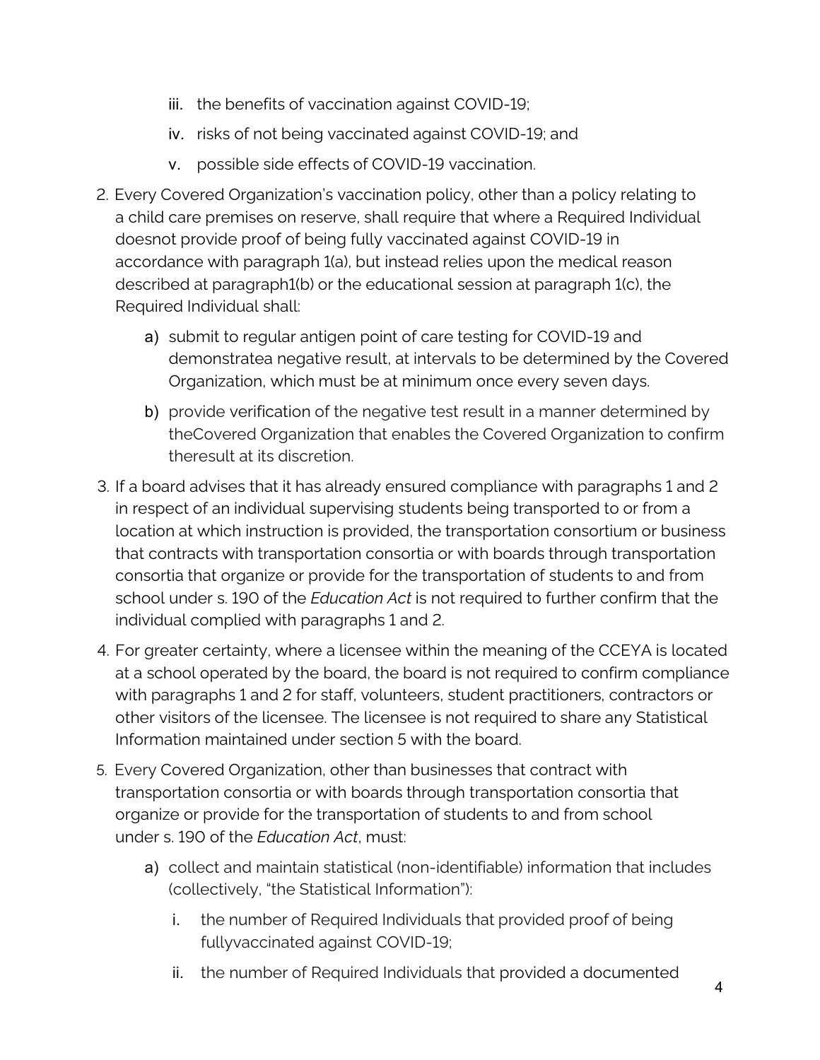iii. the benefits of vaccination against COVID-19;
   iv. risks of not being vaccinated against COVID-19; and
   v. possible side effects of COVID-19 vaccination.

2. Every Covered Organization's vaccination policy, other than a policy relating to a child care premises on reserve, shall require that where a Required Individual doesnot provide proof of being fully vaccinated against COVID-19 in accordance with paragraph 1(a), but instead relies upon the medical reason described at paragraph1(b) or the educational session at paragraph 1(c), the Required Individual shall:
   a) submit to regular antigen point of care testing for COVID-19 and demonstratea negative result, at intervals to be determined by the Covered Organization, which must be at minimum once every seven days.
   b) provide verification of the negative test result in a manner determined by theCovered Organization that enables the Covered Organization to confirm theresult at its discretion.

3. If a board advises that it has already ensured compliance with paragraphs 1 and 2 in respect of an individual supervising students being transported to or from a location at which instruction is provided, the transportation consortium or business that contracts with transportation consortia or with boards through transportation consortia that organize or provide for the transportation of students to and from school under s. 190 of the *Education Act* is not required to further confirm that the individual complied with paragraphs 1 and 2.

4. For greater certainty, where a licensee within the meaning of the CCEYA is located at a school operated by the board, the board is not required to confirm compliance with paragraphs 1 and 2 for staff, volunteers, student practitioners, contractors or other visitors of the licensee. The licensee is not required to share any Statistical Information maintained under section 5 with the board.

5. Every Covered Organization, other than businesses that contract with transportation consortia or with boards through transportation consortia that organize or provide for the transportation of students to and from school under s. 190 of the *Education Act*, must:
   a) collect and maintain statistical (non-identifiable) information that includes (collectively, "the Statistical Information"):
      i. the number of Required Individuals that provided proof of being fullyvaccinated against COVID-19;
      ii. the number of Required Individuals that provided a documented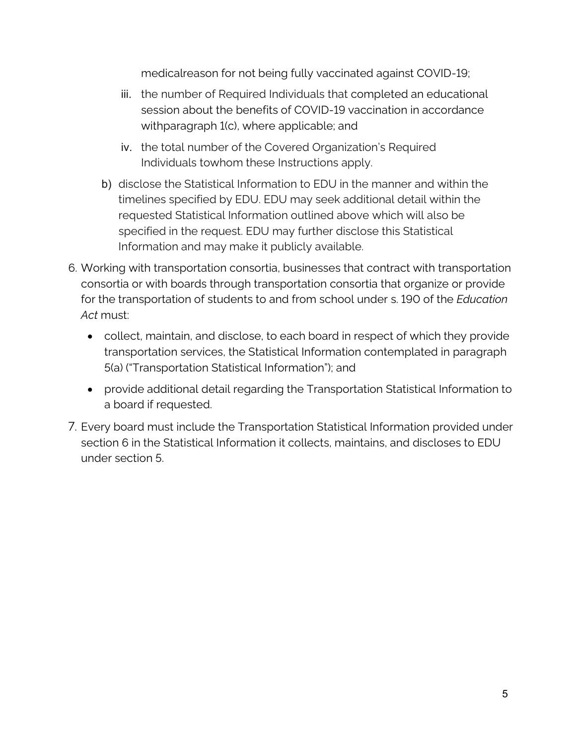medicalreason for not being fully vaccinated against COVID-19;

iii. the number of Required Individuals that completed an educational session about the benefits of COVID-19 vaccination in accordance withparagraph 1(c), where applicable; and

iv. the total number of the Covered Organization's Required Individuals towhom these Instructions apply.

b) disclose the Statistical Information to EDU in the manner and within the timelines specified by EDU. EDU may seek additional detail within the requested Statistical Information outlined above which will also be specified in the request. EDU may further disclose this Statistical Information and may make it publicly available.

6. Working with transportation consortia, businesses that contract with transportation consortia or with boards through transportation consortia that organize or provide for the transportation of students to and from school under s. 190 of the *Education Act* must:

   - collect, maintain, and disclose, to each board in respect of which they provide transportation services, the Statistical Information contemplated in paragraph 5(a) ("Transportation Statistical Information"); and
   - provide additional detail regarding the Transportation Statistical Information to a board if requested.

7. Every board must include the Transportation Statistical Information provided under section 6 in the Statistical Information it collects, maintains, and discloses to EDU under section 5.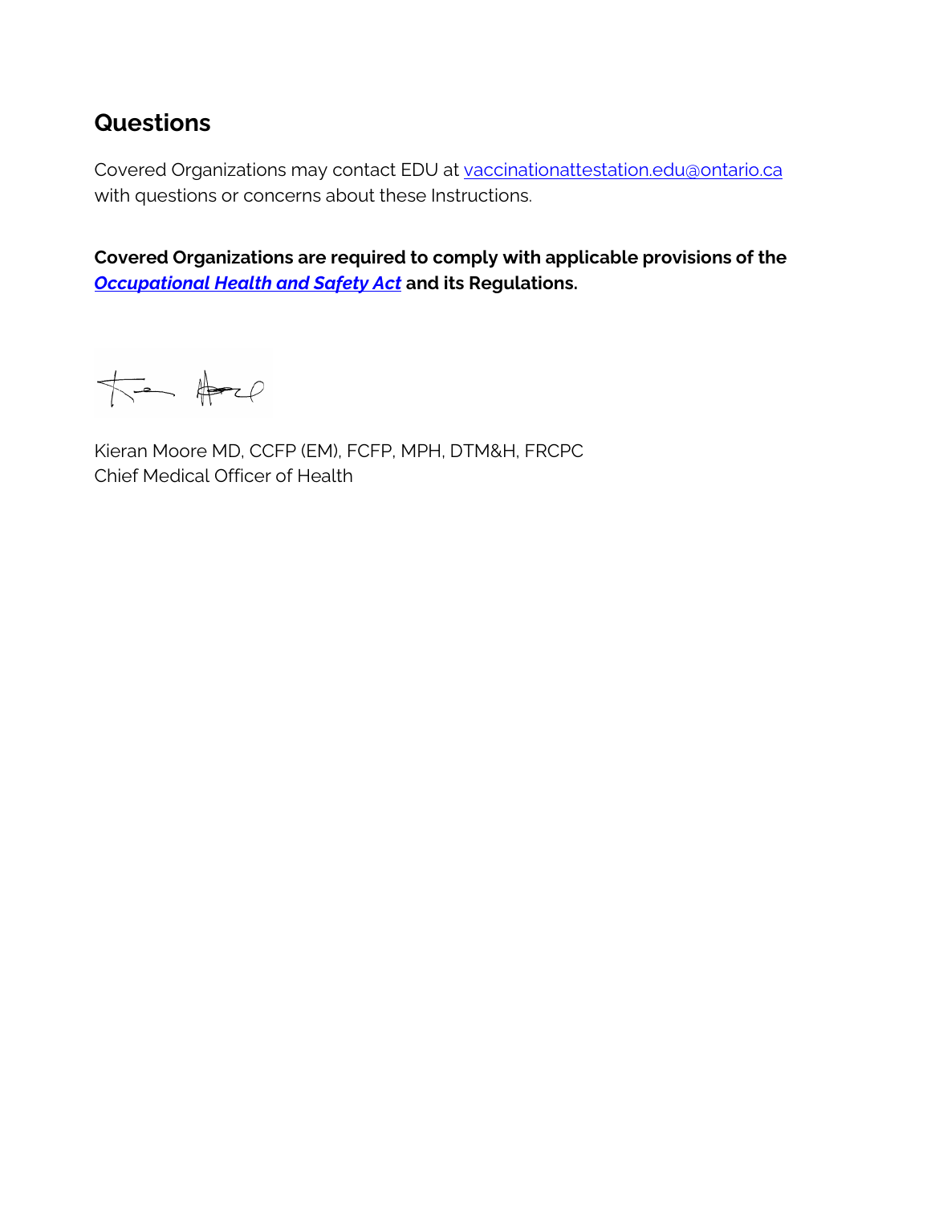## Questions

Covered Organizations may contact EDU at vaccinationattestation.edu@ontario.ca with questions or concerns about these Instructions.

**Covered Organizations are required to comply with applicable provisions of the *Occupational Health and Safety Act* and its Regulations.**

Kieran Moore MD, CCFP (EM), FCFP, MPH, DTM&H, FRCPC
Chief Medical Officer of Health